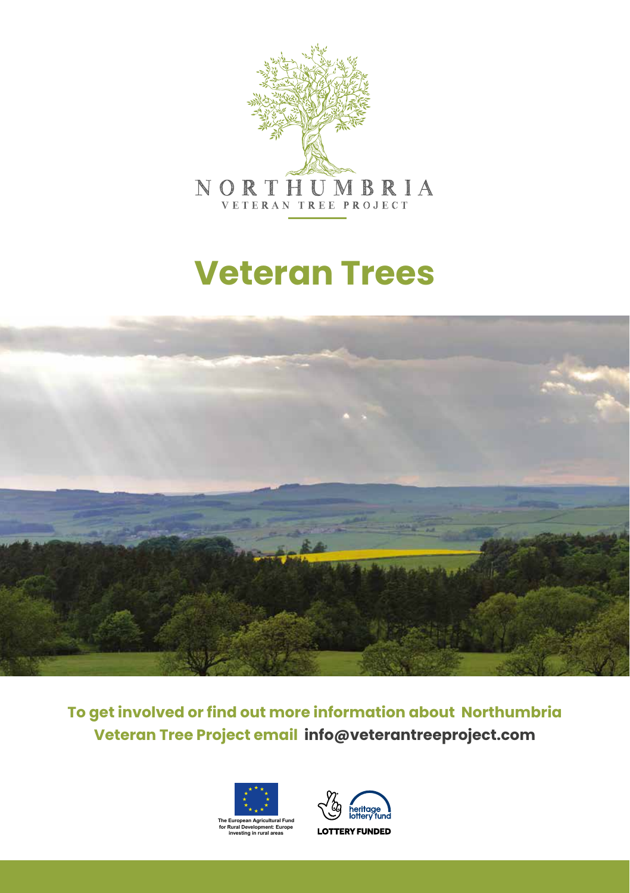NORTHUMBRIA

VETERAN TREE PROJECT

# Veteran Trees

**To get involved or find out more information about Northumbria Veteran Tree Project email info@veterantreeproject.com**

The European Agricultural Fund for Rural Development: Europe investing in rural areas

heritage lottery fund

LOTTERY FUNDED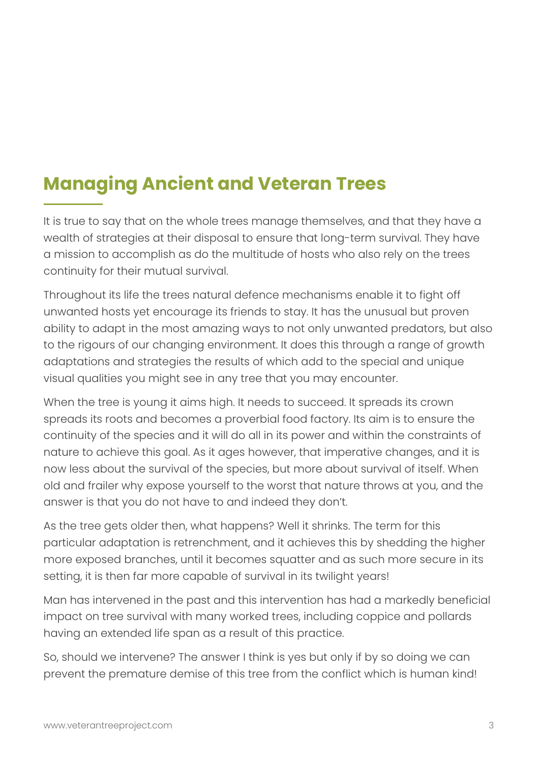## Managing Ancient and Veteran Trees

It is true to say that on the whole trees manage themselves, and that they have a wealth of strategies at their disposal to ensure that long-term survival. They have a mission to accomplish as do the multitude of hosts who also rely on the trees continuity for their mutual survival.

Throughout its life the trees natural defence mechanisms enable it to fight off unwanted hosts yet encourage its friends to stay. It has the unusual but proven ability to adapt in the most amazing ways to not only unwanted predators, but also to the rigours of our changing environment. It does this through a range of growth adaptations and strategies the results of which add to the special and unique visual qualities you might see in any tree that you may encounter.

When the tree is young it aims high. It needs to succeed. It spreads its crown spreads its roots and becomes a proverbial food factory. Its aim is to ensure the continuity of the species and it will do all in its power and within the constraints of nature to achieve this goal. As it ages however, that imperative changes, and it is now less about the survival of the species, but more about survival of itself. When old and frailer why expose yourself to the worst that nature throws at you, and the answer is that you do not have to and indeed they don't.

As the tree gets older then, what happens? Well it shrinks. The term for this particular adaptation is retrenchment, and it achieves this by shedding the higher more exposed branches, until it becomes squatter and as such more secure in its setting, it is then far more capable of survival in its twilight years!

Man has intervened in the past and this intervention has had a markedly beneficial impact on tree survival with many worked trees, including coppice and pollards having an extended life span as a result of this practice.

So, should we intervene? The answer I think is yes but only if by so doing we can prevent the premature demise of this tree from the conflict which is human kind!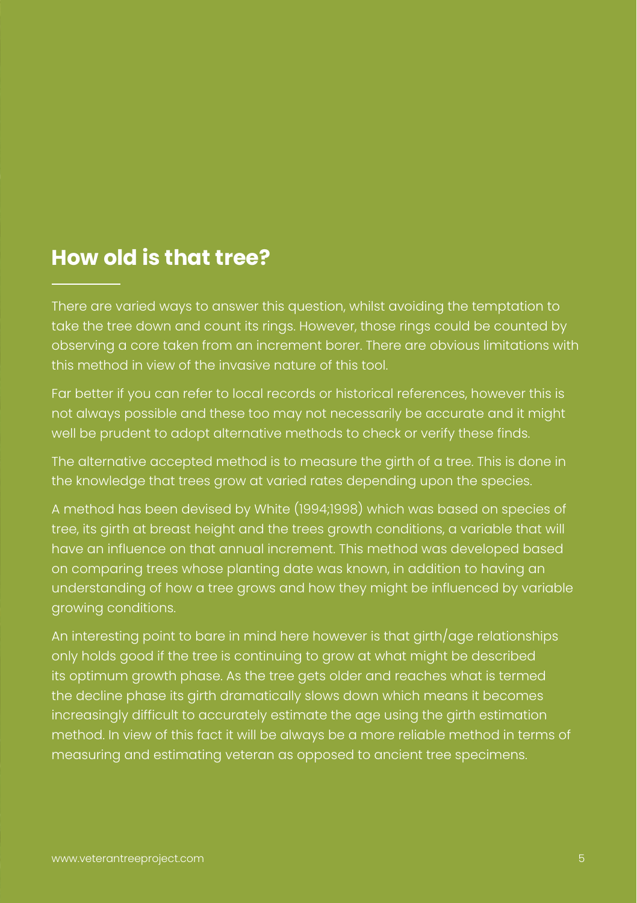## How old is that tree?

There are varied ways to answer this question, whilst avoiding the temptation to take the tree down and count its rings. However, those rings could be counted by observing a core taken from an increment borer. There are obvious limitations with this method in view of the invasive nature of this tool.

Far better if you can refer to local records or historical references, however this is not always possible and these too may not necessarily be accurate and it might well be prudent to adopt alternative methods to check or verify these finds.

The alternative accepted method is to measure the girth of a tree. This is done in the knowledge that trees grow at varied rates depending upon the species.

A method has been devised by White (1994;1998) which was based on species of tree, its girth at breast height and the trees growth conditions, a variable that will have an influence on that annual increment. This method was developed based on comparing trees whose planting date was known, in addition to having an understanding of how a tree grows and how they might be influenced by variable growing conditions.

An interesting point to bare in mind here however is that girth/age relationships only holds good if the tree is continuing to grow at what might be described its optimum growth phase. As the tree gets older and reaches what is termed the decline phase its girth dramatically slows down which means it becomes increasingly difficult to accurately estimate the age using the girth estimation method. In view of this fact it will be always be a more reliable method in terms of measuring and estimating veteran as opposed to ancient tree specimens.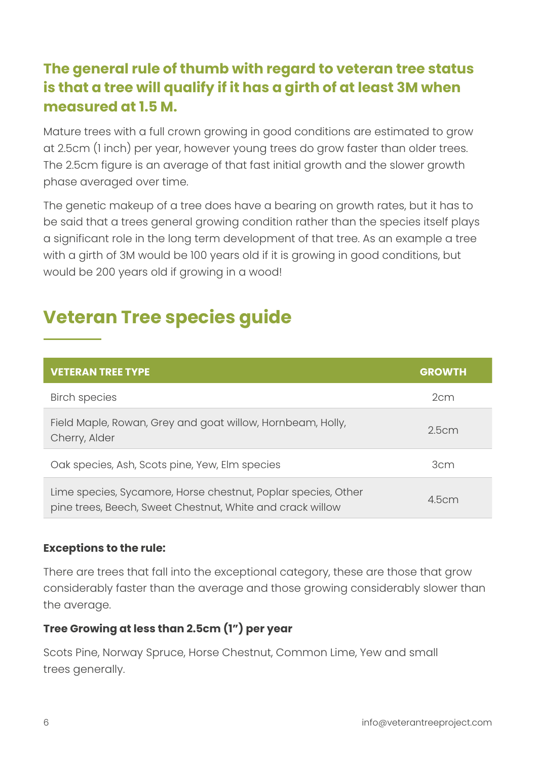### The general rule of thumb with regard to veteran tree status is that a tree will qualify if it has a girth of at least 3M when measured at 1.5 M.

Mature trees with a full crown growing in good conditions are estimated to grow at 2.5cm (1 inch) per year, however young trees do grow faster than older trees. The 2.5cm figure is an average of that fast initial growth and the slower growth phase averaged over time.

The genetic makeup of a tree does have a bearing on growth rates, but it has to be said that a trees general growing condition rather than the species itself plays a significant role in the long term development of that tree. As an example a tree with a girth of 3M would be 100 years old if it is growing in good conditions, but would be 200 years old if growing in a wood!

## Veteran Tree species guide

| VETERAN TREE TYPE | GROWTH |
|---|---|
| Birch species | 2cm |
| Field Maple, Rowan, Grey and goat willow, Hornbeam, Holly, Cherry, Alder | 2.5cm |
| Oak species, Ash, Scots pine, Yew, Elm species | 3cm |
| Lime species, Sycamore, Horse chestnut, Poplar species, Other pine trees, Beech, Sweet Chestnut, White and crack willow | 4.5cm |

**Exceptions to the rule:**

There are trees that fall into the exceptional category, these are those that grow considerably faster than the average and those growing considerably slower than the average.

**Tree Growing at less than 2.5cm (1”) per year**

Scots Pine, Norway Spruce, Horse Chestnut, Common Lime, Yew and small trees generally.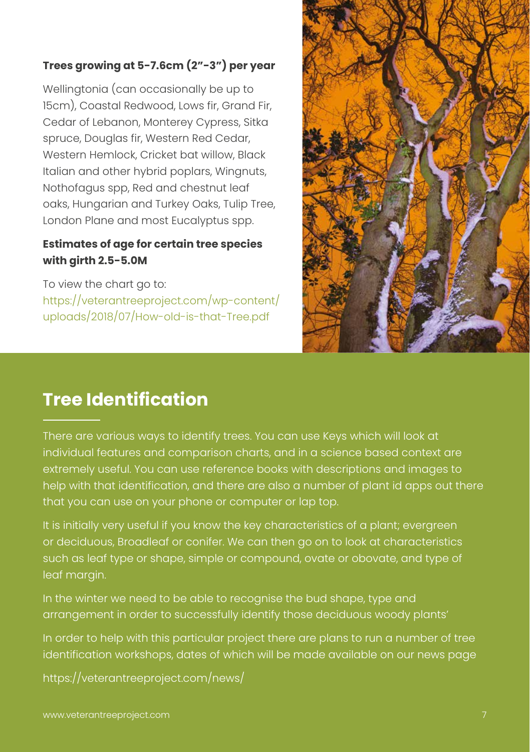**Trees growing at 5-7.6cm (2”-3”) per year**

Wellingtonia (can occasionally be up to 15cm), Coastal Redwood, Lows fir, Grand Fir, Cedar of Lebanon, Monterey Cypress, Sitka spruce, Douglas fir, Western Red Cedar, Western Hemlock, Cricket bat willow, Black Italian and other hybrid poplars, Wingnuts, Nothofagus spp, Red and chestnut leaf oaks, Hungarian and Turkey Oaks, Tulip Tree, London Plane and most Eucalyptus spp.

**Estimates of age for certain tree species with girth 2.5-5.0M**

To view the chart go to: https://veterantreeproject.com/wp-content/uploads/2018/07/How-old-is-that-Tree.pdf

## Tree Identification

There are various ways to identify trees. You can use Keys which will look at individual features and comparison charts, and in a science based context are extremely useful. You can use reference books with descriptions and images to help with that identification, and there are also a number of plant id apps out there that you can use on your phone or computer or lap top.

It is initially very useful if you know the key characteristics of a plant; evergreen or deciduous, Broadleaf or conifer. We can then go on to look at characteristics such as leaf type or shape, simple or compound, ovate or obovate, and type of leaf margin.

In the winter we need to be able to recognise the bud shape, type and arrangement in order to successfully identify those deciduous woody plants’

In order to help with this particular project there are plans to run a number of tree identification workshops, dates of which will be made available on our news page

https://veterantreeproject.com/news/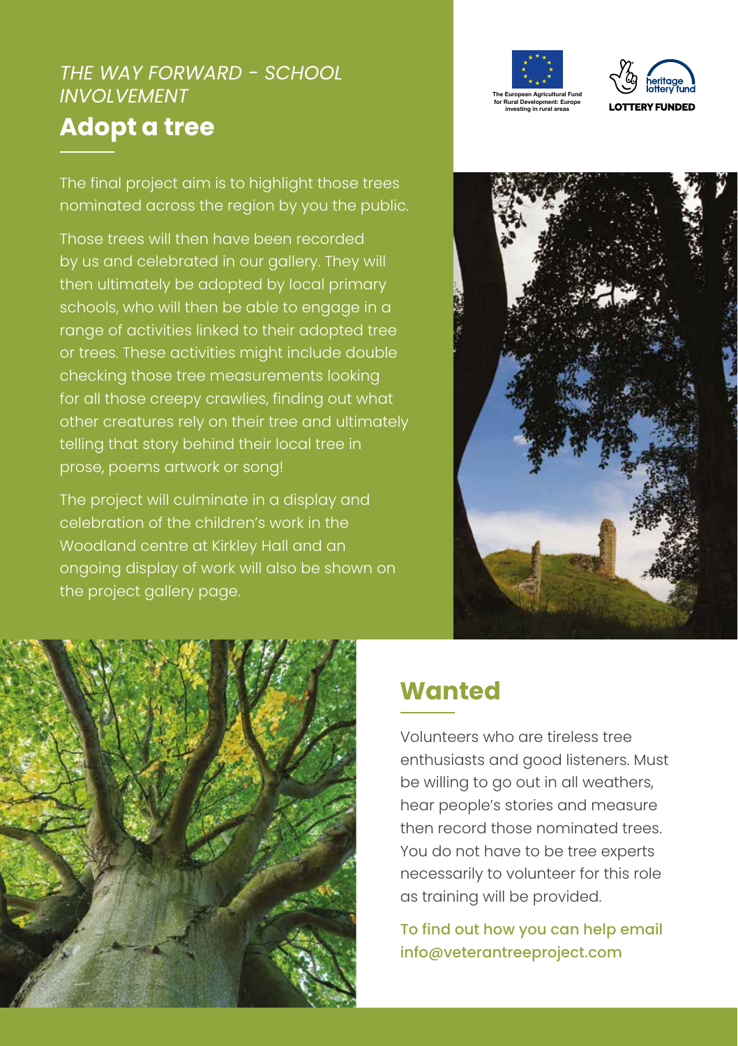*THE WAY FORWARD - SCHOOL INVOLVEMENT*

## Adopt a tree

The final project aim is to highlight those trees nominated across the region by you the public.

Those trees will then have been recorded by us and celebrated in our gallery. They will then ultimately be adopted by local primary schools, who will then be able to engage in a range of activities linked to their adopted tree or trees. These activities might include double checking those tree measurements looking for all those creepy crawlies, finding out what other creatures rely on their tree and ultimately telling that story behind their local tree in prose, poems artwork or song!

The project will culminate in a display and celebration of the children's work in the Woodland centre at Kirkley Hall and an ongoing display of work will also be shown on the project gallery page.

The European Agricultural Fund for Rural Development: Europe investing in rural areas

heritage lottery fund LOTTERY FUNDED

## Wanted

Volunteers who are tireless tree enthusiasts and good listeners. Must be willing to go out in all weathers, hear people's stories and measure then record those nominated trees. You do not have to be tree experts necessarily to volunteer for this role as training will be provided.

To find out how you can help email info@veterantreeproject.com